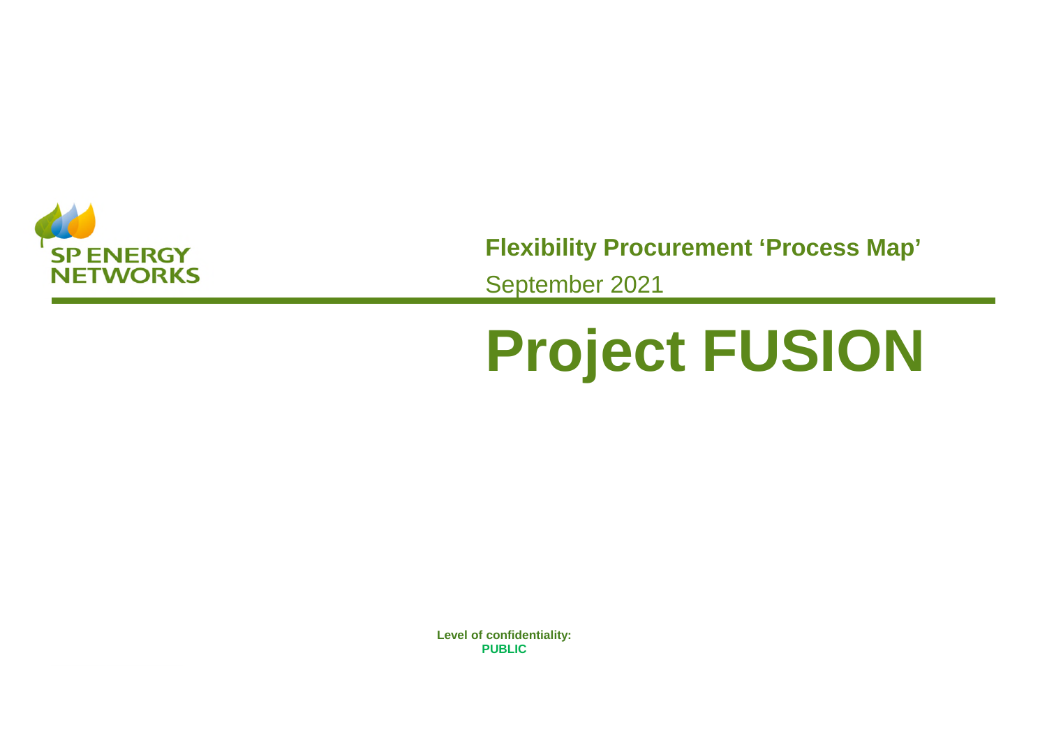SP ENERGY NETWORKS

**Flexibility Procurement 'Process Map'**

September 2021

# Project FUSION

**Level of confidentiality:**
**PUBLIC**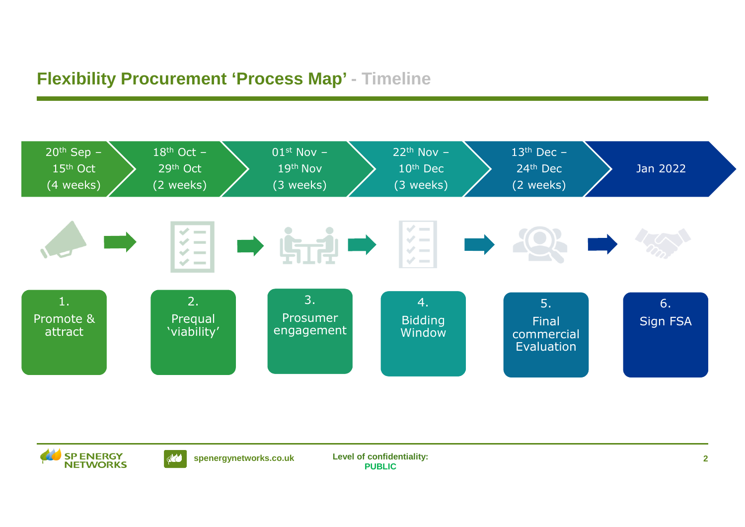## Flexibility Procurement 'Process Map' - Timeline

| 20[th] Sep – 15[th] Oct (4 weeks) | 18[th] Oct – 29[th] Oct (2 weeks) | 01[st] Nov – 19[th] Nov (3 weeks) | 22[nd] Nov – 10[th] Dec (3 weeks) | 13[th] Dec – 24[th] Dec (2 weeks) | Jan 2022 |
|---|---|---|---|---|---|
| 1. Promote & attract | 2. Prequal 'viability' | 3. Prosumer engagement | 4. Bidding Window | 5. Final commercial Evaluation | 6. Sign FSA |

spenergynetworks.co.uk

Level of confidentiality: PUBLIC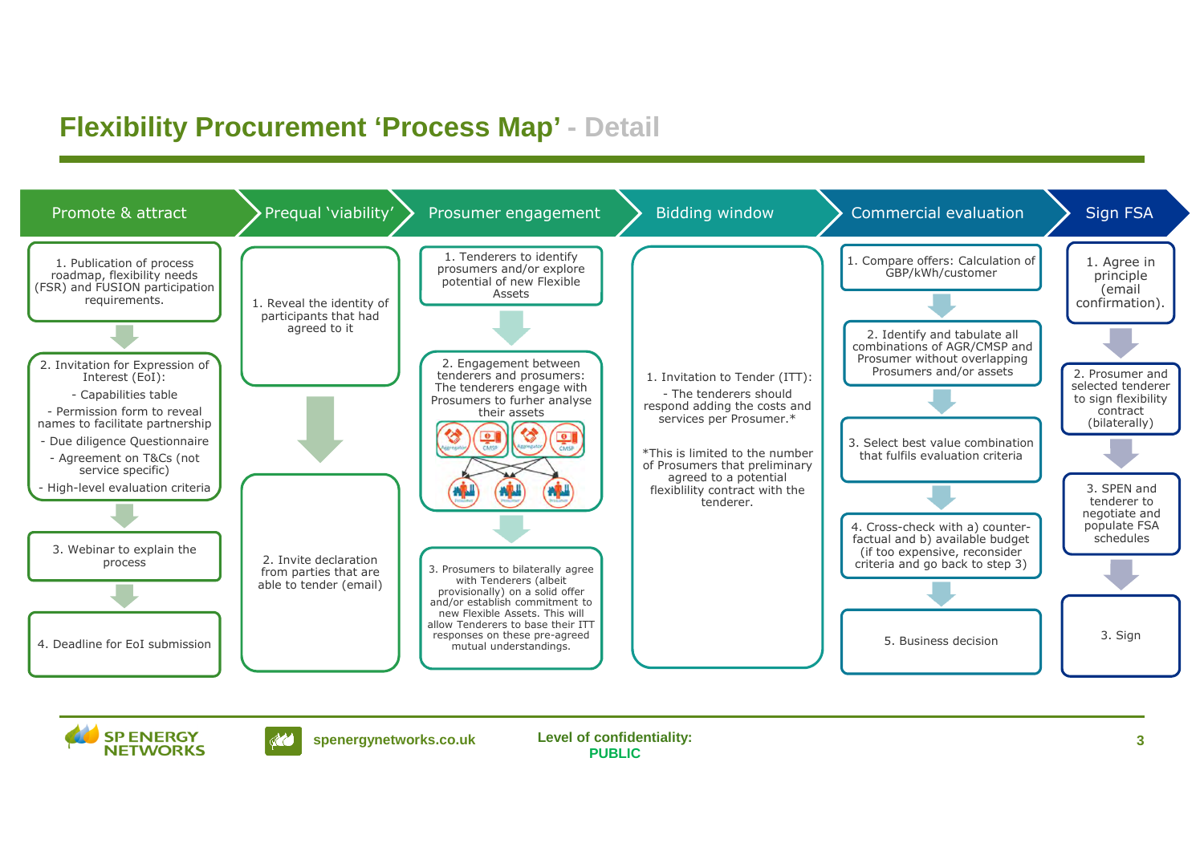# Flexibility Procurement 'Process Map' - Detail

## Promote & attract

1. Publication of process roadmap, flexibility needs (FSR) and FUSION participation requirements.
2. Invitation for Expression of Interest (EoI):
   - Capabilities table
   - Permission form to reveal names to facilitate partnership
   - Due diligence Questionnaire
   - Agreement on T&Cs (not service specific)
   - High-level evaluation criteria
3. Webinar to explain the process
4. Deadline for EoI submission

## Prequal 'viability'

1. Reveal the identity of participants that had agreed to it
2. Invite declaration from parties that are able to tender (email)

## Prosumer engagement

1. Tenderers to identify prosumers and/or explore potential of new Flexible Assets
2. Engagement between tenderers and prosumers: The tenderers engage with Prosumers to furher analyse their assets

   Aggregator, CMSP, Aggregator, CMSP, Prosumer, Prosumer, Prosumer

3. Prosumers to bilaterally agree with Tenderers (albeit provisionally) on a solid offer and/or establish commitment to new Flexible Assets. This will allow Tenderers to base their ITT responses on these pre-agreed mutual understandings.

## Bidding window

1. Invitation to Tender (ITT):
   - The tenderers should respond adding the costs and services per Prosumer.*

*This is limited to the number of Prosumers that preliminary agreed to a potential flexiblility contract with the tenderer.

## Commercial evaluation

1. Compare offers: Calculation of GBP/kWh/customer
2. Identify and tabulate all combinations of AGR/CMSP and Prosumer without overlapping Prosumers and/or assets
3. Select best value combination that fulfils evaluation criteria
4. Cross-check with a) counter-factual and b) available budget (if too expensive, reconsider criteria and go back to step 3)
5. Business decision

## Sign FSA

1. Agree in principle (email confirmation).
2. Prosumer and selected tenderer to sign flexibility contract (bilaterally)
3. SPEN and tenderer to negotiate and populate FSA schedules
3. Sign

spenergynetworks.co.uk

Level of confidentiality: PUBLIC